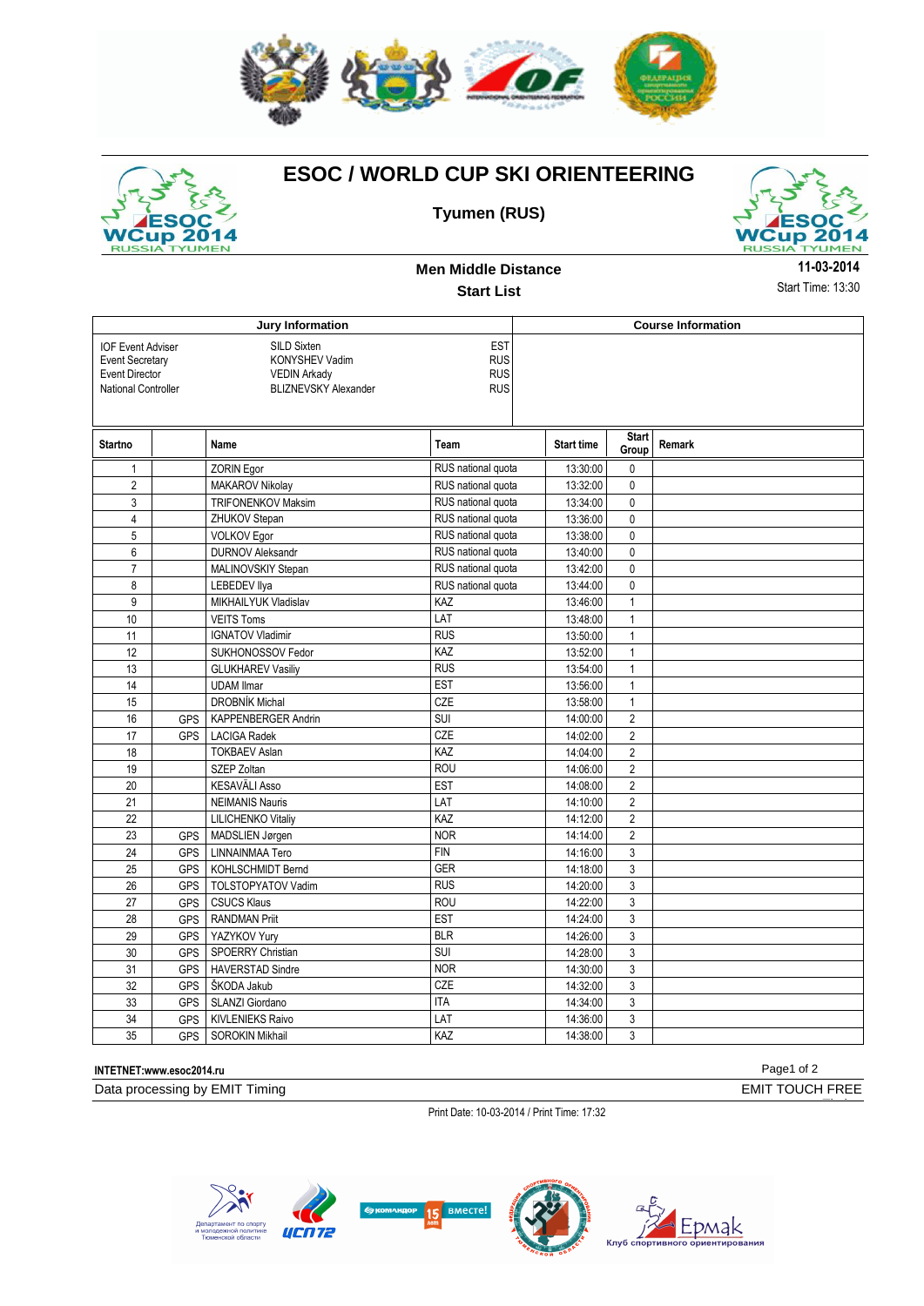# ESOC / WORLD CUP SKI ORIENTEERING

## Tyumen (RUS)

### Men Middle Distance

### Start List

**11-03-2014**

Start Time: 13:30

| Jury Information | | | Course Information |
|---|---|---|---|
| IOF Event Adviser | SILD Sixten | EST | |
| Event Secretary | KONYSHEV Vadim | RUS | |
| Event Director | VEDIN Arkady | RUS | |
| National Controller | BLIZNEVSKY Alexander | RUS | |

| Startno | | Name | Team | Start time | Start Group | Remark |
|---|---|---|---|---|---|---|
| 1 | | ZORIN Egor | RUS national quota | 13:30:00 | 0 | |
| 2 | | MAKAROV Nikolay | RUS national quota | 13:32:00 | 0 | |
| 3 | | TRIFONENKOV Maksim | RUS national quota | 13:34:00 | 0 | |
| 4 | | ZHUKOV Stepan | RUS national quota | 13:36:00 | 0 | |
| 5 | | VOLKOV Egor | RUS national quota | 13:38:00 | 0 | |
| 6 | | DURNOV Aleksandr | RUS national quota | 13:40:00 | 0 | |
| 7 | | MALINOVSKIY Stepan | RUS national quota | 13:42:00 | 0 | |
| 8 | | LEBEDEV Ilya | RUS national quota | 13:44:00 | 0 | |
| 9 | | MIKHAILYUK Vladislav | KAZ | 13:46:00 | 1 | |
| 10 | | VEITS Toms | LAT | 13:48:00 | 1 | |
| 11 | | IGNATOV Vladimir | RUS | 13:50:00 | 1 | |
| 12 | | SUKHONOSSOV Fedor | KAZ | 13:52:00 | 1 | |
| 13 | | GLUKHAREV Vasiliy | RUS | 13:54:00 | 1 | |
| 14 | | UDAM Ilmar | EST | 13:56:00 | 1 | |
| 15 | | DROBNÍK Michal | CZE | 13:58:00 | 1 | |
| 16 | GPS | KAPPENBERGER Andrin | SUI | 14:00:00 | 2 | |
| 17 | GPS | LACIGA Radek | CZE | 14:02:00 | 2 | |
| 18 | | TOKBAEV Aslan | KAZ | 14:04:00 | 2 | |
| 19 | | SZEP Zoltan | ROU | 14:06:00 | 2 | |
| 20 | | KESAVÄLI Asso | EST | 14:08:00 | 2 | |
| 21 | | NEIMANIS Nauris | LAT | 14:10:00 | 2 | |
| 22 | | LILICHENKO Vitaliy | KAZ | 14:12:00 | 2 | |
| 23 | GPS | MADSLIEN Jørgen | NOR | 14:14:00 | 2 | |
| 24 | GPS | LINNAINMAA Tero | FIN | 14:16:00 | 3 | |
| 25 | GPS | KOHLSCHMIDT Bernd | GER | 14:18:00 | 3 | |
| 26 | GPS | TOLSTOPYATOV Vadim | RUS | 14:20:00 | 3 | |
| 27 | GPS | CSUCS Klaus | ROU | 14:22:00 | 3 | |
| 28 | GPS | RANDMAN Priit | EST | 14:24:00 | 3 | |
| 29 | GPS | YAZYKOV Yury | BLR | 14:26:00 | 3 | |
| 30 | GPS | SPOERRY Christian | SUI | 14:28:00 | 3 | |
| 31 | GPS | HAVERSTAD Sindre | NOR | 14:30:00 | 3 | |
| 32 | GPS | ŠKODA Jakub | CZE | 14:32:00 | 3 | |
| 33 | GPS | SLANZI Giordano | ITA | 14:34:00 | 3 | |
| 34 | GPS | KIVLENIEKS Raivo | LAT | 14:36:00 | 3 | |
| 35 | GPS | SOROKIN Mikhail | KAZ | 14:38:00 | 3 | |

INTETNET:www.esoc2014.ru

Data processing by EMIT Timing

EMIT TOUCH FREE

Print Date: 10-03-2014 / Print Time: 17:32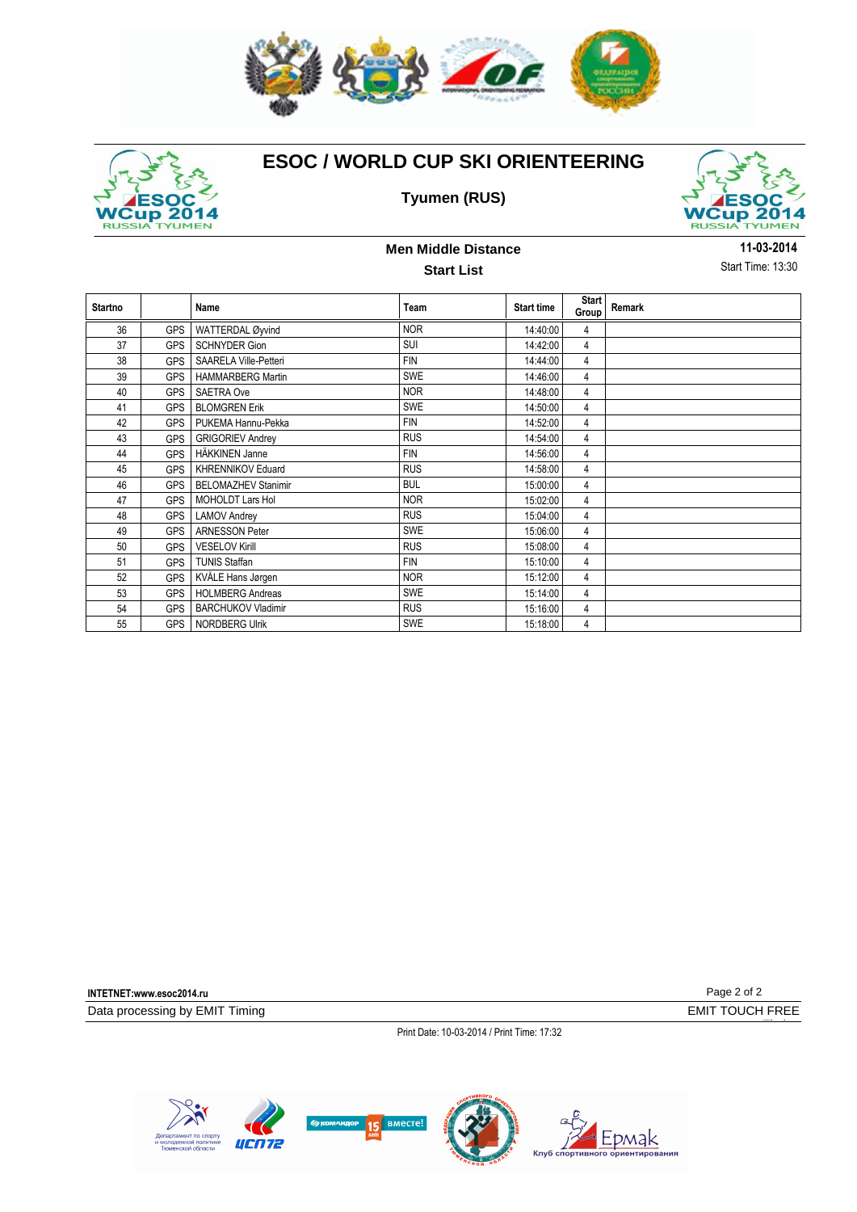# ESOC / WORLD CUP SKI ORIENTEERING

## Tyumen (RUS)

**Men Middle Distance**

**Start List**

**11-03-2014**

Start Time: 13:30

| Startno | | Name | Team | Start time | Start Group | Remark |
|---|---|---|---|---|---|---|
| 36 | GPS | WATTERDAL Øyvind | NOR | 14:40:00 | 4 | |
| 37 | GPS | SCHNYDER Gion | SUI | 14:42:00 | 4 | |
| 38 | GPS | SAARELA Ville-Petteri | FIN | 14:44:00 | 4 | |
| 39 | GPS | HAMMARBERG Martin | SWE | 14:46:00 | 4 | |
| 40 | GPS | SAETRA Ove | NOR | 14:48:00 | 4 | |
| 41 | GPS | BLOMGREN Erik | SWE | 14:50:00 | 4 | |
| 42 | GPS | PUKEMA Hannu-Pekka | FIN | 14:52:00 | 4 | |
| 43 | GPS | GRIGORIEV Andrey | RUS | 14:54:00 | 4 | |
| 44 | GPS | HÄKKINEN Janne | FIN | 14:56:00 | 4 | |
| 45 | GPS | KHRENNIKOV Eduard | RUS | 14:58:00 | 4 | |
| 46 | GPS | BELOMAZHEV Stanimir | BUL | 15:00:00 | 4 | |
| 47 | GPS | MOHOLDT Lars Hol | NOR | 15:02:00 | 4 | |
| 48 | GPS | LAMOV Andrey | RUS | 15:04:00 | 4 | |
| 49 | GPS | ARNESSON Peter | SWE | 15:06:00 | 4 | |
| 50 | GPS | VESELOV Kirill | RUS | 15:08:00 | 4 | |
| 51 | GPS | TUNIS Staffan | FIN | 15:10:00 | 4 | |
| 52 | GPS | KVÅLE Hans Jørgen | NOR | 15:12:00 | 4 | |
| 53 | GPS | HOLMBERG Andreas | SWE | 15:14:00 | 4 | |
| 54 | GPS | BARCHUKOV Vladimir | RUS | 15:16:00 | 4 | |
| 55 | GPS | NORDBERG Ulrik | SWE | 15:18:00 | 4 | |

INTETNET:www.esoc2014.ru

Data processing by EMIT Timing

EMIT TOUCH FREE

Print Date: 10-03-2014 / Print Time: 17:32